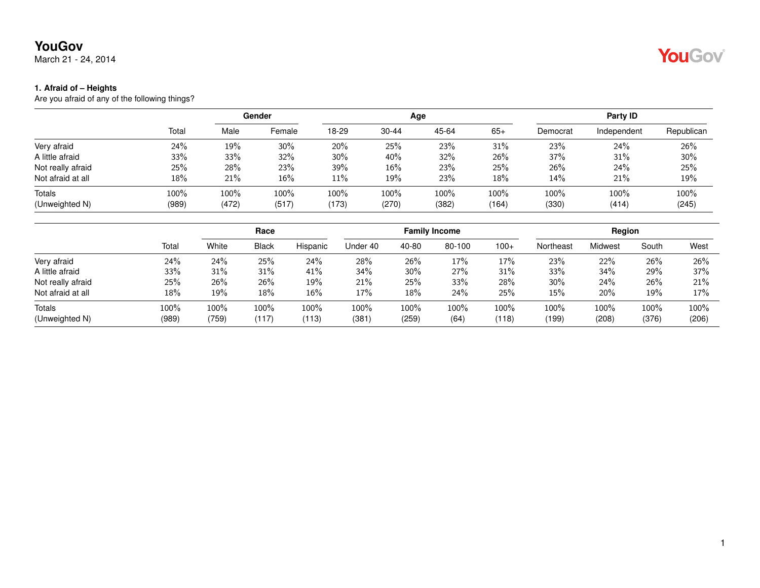# YouGov

March 21 - 24, 2014

### 1. Afraid of – Heights

Are you afraid of any of the following things?

| | | Gender | | Age | | | | Party ID | | |
|---|---|---|---|---|---|---|---|---|---|---|
| | Total | Male | Female | 18-29 | 30-44 | 45-64 | 65+ | Democrat | Independent | Republican |
| Very afraid | 24% | 19% | 30% | 20% | 25% | 23% | 31% | 23% | 24% | 26% |
| A little afraid | 33% | 33% | 32% | 30% | 40% | 32% | 26% | 37% | 31% | 30% |
| Not really afraid | 25% | 28% | 23% | 39% | 16% | 23% | 25% | 26% | 24% | 25% |
| Not afraid at all | 18% | 21% | 16% | 11% | 19% | 23% | 18% | 14% | 21% | 19% |
| Totals | 100% | 100% | 100% | 100% | 100% | 100% | 100% | 100% | 100% | 100% |
| (Unweighted N) | (989) | (472) | (517) | (173) | (270) | (382) | (164) | (330) | (414) | (245) |

| | | Race | | | Family Income | | | | Region | | | |
|---|---|---|---|---|---|---|---|---|---|---|---|---|
| | Total | White | Black | Hispanic | Under 40 | 40-80 | 80-100 | 100+ | Northeast | Midwest | South | West |
| Very afraid | 24% | 24% | 25% | 24% | 28% | 26% | 17% | 17% | 23% | 22% | 26% | 26% |
| A little afraid | 33% | 31% | 31% | 41% | 34% | 30% | 27% | 31% | 33% | 34% | 29% | 37% |
| Not really afraid | 25% | 26% | 26% | 19% | 21% | 25% | 33% | 28% | 30% | 24% | 26% | 21% |
| Not afraid at all | 18% | 19% | 18% | 16% | 17% | 18% | 24% | 25% | 15% | 20% | 19% | 17% |
| Totals | 100% | 100% | 100% | 100% | 100% | 100% | 100% | 100% | 100% | 100% | 100% | 100% |
| (Unweighted N) | (989) | (759) | (117) | (113) | (381) | (259) | (64) | (118) | (199) | (208) | (376) | (206) |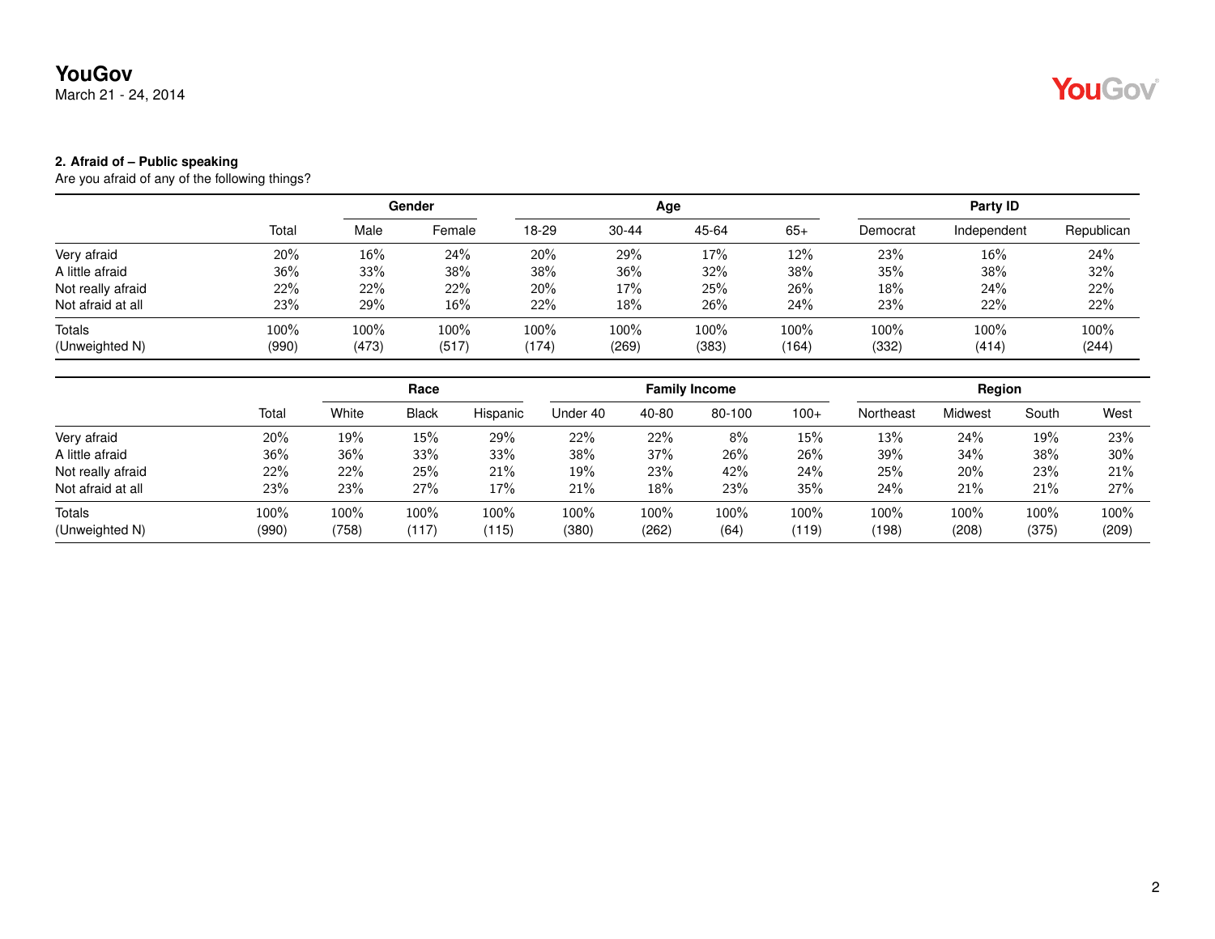**2. Afraid of – Public speaking**

Are you afraid of any of the following things?

| | Total | Gender | | Age | | | | Party ID | | |
|---|---|---|---|---|---|---|---|---|---|---|
| | | Male | Female | 18-29 | 30-44 | 45-64 | 65+ | Democrat | Independent | Republican |
| Very afraid | 20% | 16% | 24% | 20% | 29% | 17% | 12% | 23% | 16% | 24% |
| A little afraid | 36% | 33% | 38% | 38% | 36% | 32% | 38% | 35% | 38% | 32% |
| Not really afraid | 22% | 22% | 22% | 20% | 17% | 25% | 26% | 18% | 24% | 22% |
| Not afraid at all | 23% | 29% | 16% | 22% | 18% | 26% | 24% | 23% | 22% | 22% |
| Totals | 100% | 100% | 100% | 100% | 100% | 100% | 100% | 100% | 100% | 100% |
| (Unweighted N) | (990) | (473) | (517) | (174) | (269) | (383) | (164) | (332) | (414) | (244) |

| | Total | Race | | | Family Income | | | | Region | | | |
|---|---|---|---|---|---|---|---|---|---|---|---|---|
| | | White | Black | Hispanic | Under 40 | 40-80 | 80-100 | 100+ | Northeast | Midwest | South | West |
| Very afraid | 20% | 19% | 15% | 29% | 22% | 22% | 8% | 15% | 13% | 24% | 19% | 23% |
| A little afraid | 36% | 36% | 33% | 33% | 38% | 37% | 26% | 26% | 39% | 34% | 38% | 30% |
| Not really afraid | 22% | 22% | 25% | 21% | 19% | 23% | 42% | 24% | 25% | 20% | 23% | 21% |
| Not afraid at all | 23% | 23% | 27% | 17% | 21% | 18% | 23% | 35% | 24% | 21% | 21% | 27% |
| Totals | 100% | 100% | 100% | 100% | 100% | 100% | 100% | 100% | 100% | 100% | 100% | 100% |
| (Unweighted N) | (990) | (758) | (117) | (115) | (380) | (262) | (64) | (119) | (198) | (208) | (375) | (209) |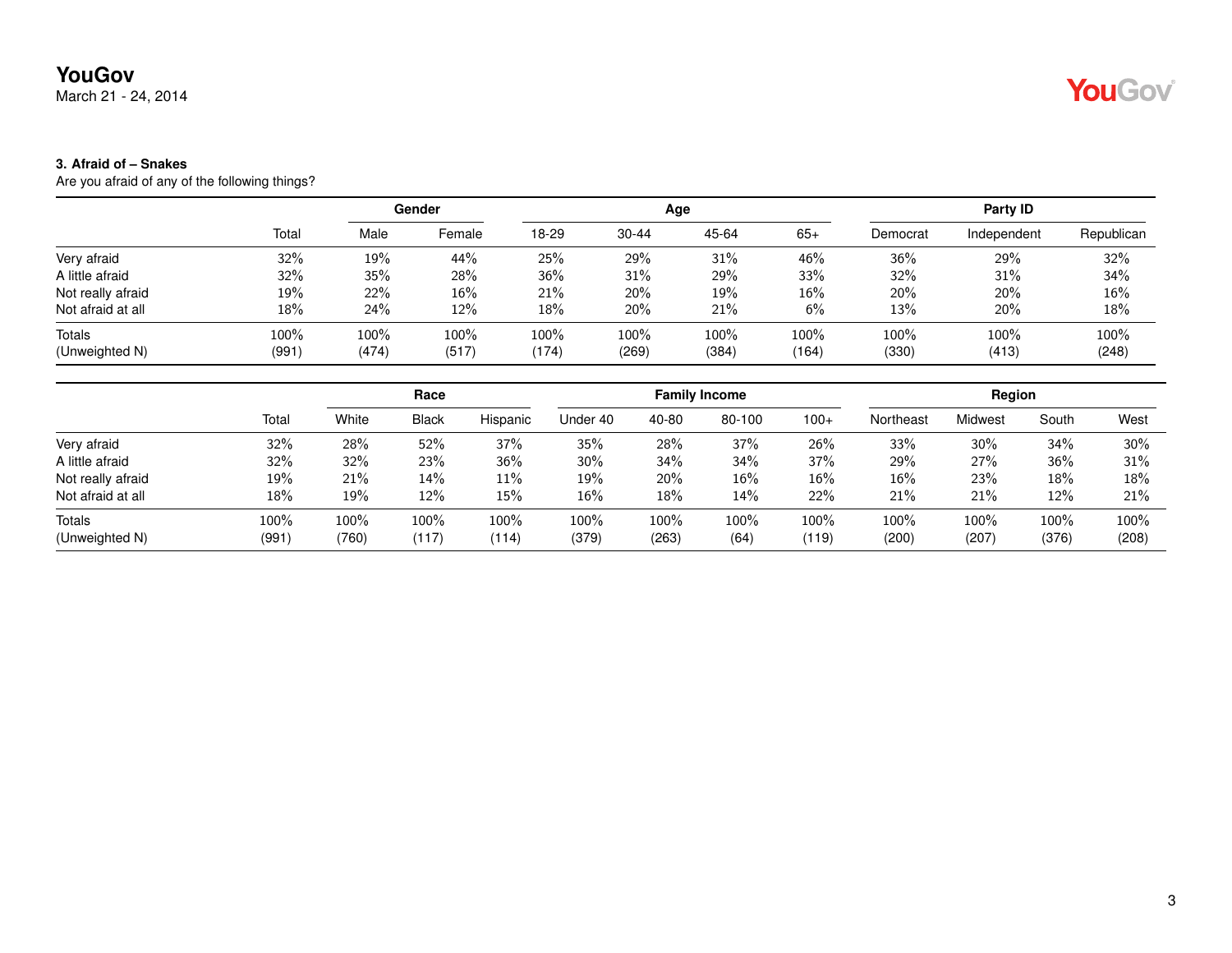### 3. Afraid of – Snakes

Are you afraid of any of the following things?

| | Total | Gender | | Age | | | | Party ID | | |
|---|---|---|---|---|---|---|---|---|---|---|
| | | Male | Female | 18-29 | 30-44 | 45-64 | 65+ | Democrat | Independent | Republican |
| Very afraid | 32% | 19% | 44% | 25% | 29% | 31% | 46% | 36% | 29% | 32% |
| A little afraid | 32% | 35% | 28% | 36% | 31% | 29% | 33% | 32% | 31% | 34% |
| Not really afraid | 19% | 22% | 16% | 21% | 20% | 19% | 16% | 20% | 20% | 16% |
| Not afraid at all | 18% | 24% | 12% | 18% | 20% | 21% | 6% | 13% | 20% | 18% |
| Totals | 100% | 100% | 100% | 100% | 100% | 100% | 100% | 100% | 100% | 100% |
| (Unweighted N) | (991) | (474) | (517) | (174) | (269) | (384) | (164) | (330) | (413) | (248) |

| | Total | Race | | | Family Income | | | | Region | | | |
|---|---|---|---|---|---|---|---|---|---|---|---|---|
| | | White | Black | Hispanic | Under 40 | 40-80 | 80-100 | 100+ | Northeast | Midwest | South | West |
| Very afraid | 32% | 28% | 52% | 37% | 35% | 28% | 37% | 26% | 33% | 30% | 34% | 30% |
| A little afraid | 32% | 32% | 23% | 36% | 30% | 34% | 34% | 37% | 29% | 27% | 36% | 31% |
| Not really afraid | 19% | 21% | 14% | 11% | 19% | 20% | 16% | 16% | 16% | 23% | 18% | 18% |
| Not afraid at all | 18% | 19% | 12% | 15% | 16% | 18% | 14% | 22% | 21% | 21% | 12% | 21% |
| Totals | 100% | 100% | 100% | 100% | 100% | 100% | 100% | 100% | 100% | 100% | 100% | 100% |
| (Unweighted N) | (991) | (760) | (117) | (114) | (379) | (263) | (64) | (119) | (200) | (207) | (376) | (208) |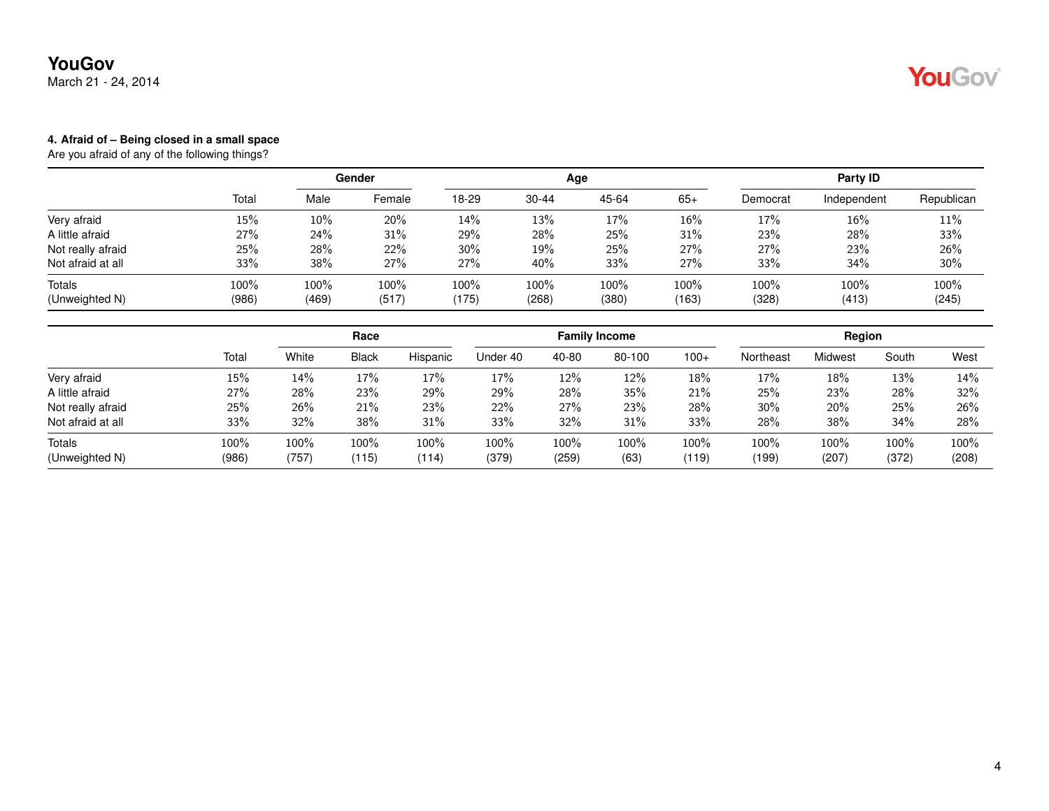**4. Afraid of – Being closed in a small space**

Are you afraid of any of the following things?

| | | Gender | | Age | | | | Party ID | | |
|---|---|---|---|---|---|---|---|---|---|---|
| | Total | Male | Female | 18-29 | 30-44 | 45-64 | 65+ | Democrat | Independent | Republican |
| Very afraid | 15% | 10% | 20% | 14% | 13% | 17% | 16% | 17% | 16% | 11% |
| A little afraid | 27% | 24% | 31% | 29% | 28% | 25% | 31% | 23% | 28% | 33% |
| Not really afraid | 25% | 28% | 22% | 30% | 19% | 25% | 27% | 27% | 23% | 26% |
| Not afraid at all | 33% | 38% | 27% | 27% | 40% | 33% | 27% | 33% | 34% | 30% |
| Totals | 100% | 100% | 100% | 100% | 100% | 100% | 100% | 100% | 100% | 100% |
| (Unweighted N) | (986) | (469) | (517) | (175) | (268) | (380) | (163) | (328) | (413) | (245) |

| | | Race | | | Family Income | | | | Region | | | |
|---|---|---|---|---|---|---|---|---|---|---|---|---|
| | Total | White | Black | Hispanic | Under 40 | 40-80 | 80-100 | 100+ | Northeast | Midwest | South | West |
| Very afraid | 15% | 14% | 17% | 17% | 17% | 12% | 12% | 18% | 17% | 18% | 13% | 14% |
| A little afraid | 27% | 28% | 23% | 29% | 29% | 28% | 35% | 21% | 25% | 23% | 28% | 32% |
| Not really afraid | 25% | 26% | 21% | 23% | 22% | 27% | 23% | 28% | 30% | 20% | 25% | 26% |
| Not afraid at all | 33% | 32% | 38% | 31% | 33% | 32% | 31% | 33% | 28% | 38% | 34% | 28% |
| Totals | 100% | 100% | 100% | 100% | 100% | 100% | 100% | 100% | 100% | 100% | 100% | 100% |
| (Unweighted N) | (986) | (757) | (115) | (114) | (379) | (259) | (63) | (119) | (199) | (207) | (372) | (208) |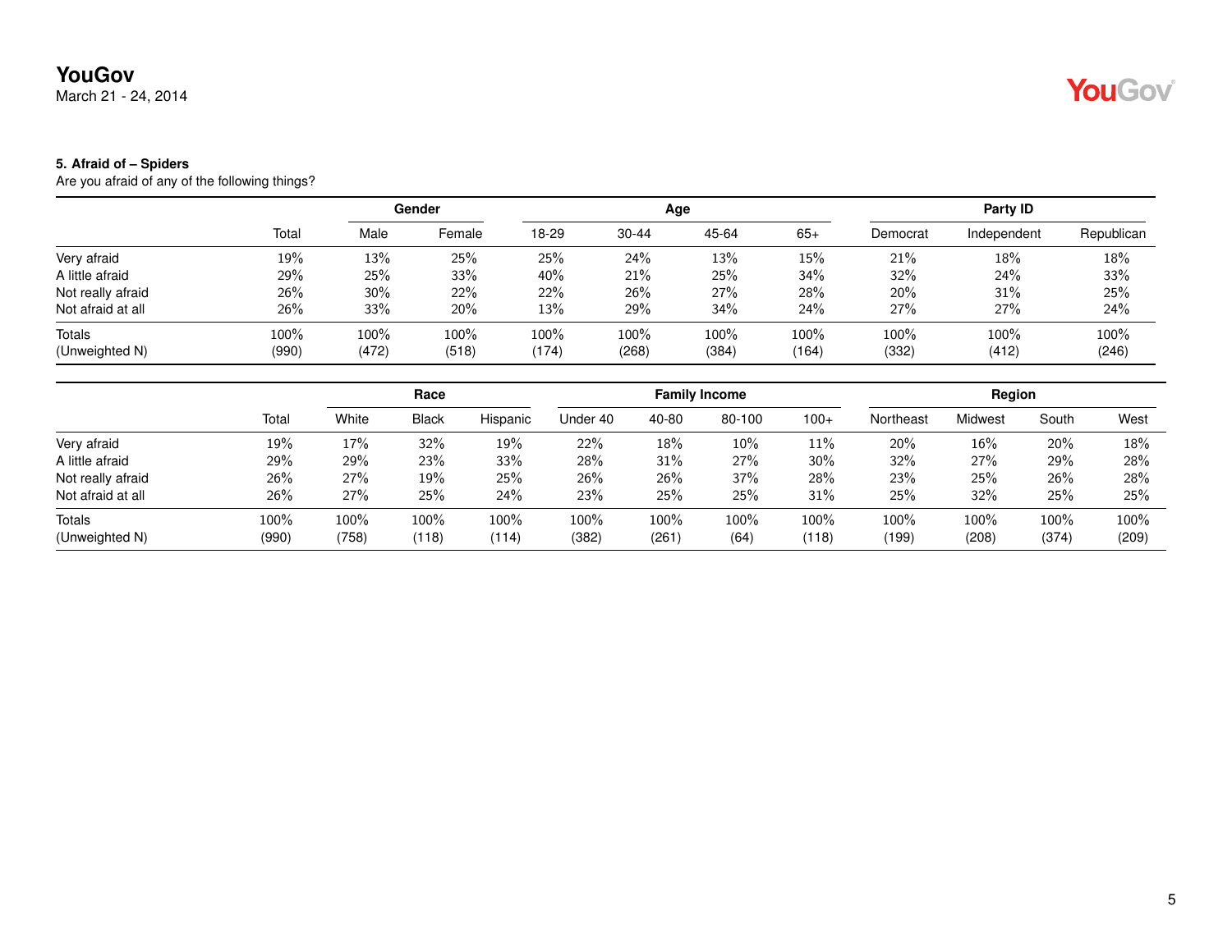**5. Afraid of – Spiders**

Are you afraid of any of the following things?

| | Total | Gender | | Age | | | | Party ID | | |
|---|---|---|---|---|---|---|---|---|---|---|
| | | Male | Female | 18-29 | 30-44 | 45-64 | 65+ | Democrat | Independent | Republican |
| Very afraid | 19% | 13% | 25% | 25% | 24% | 13% | 15% | 21% | 18% | 18% |
| A little afraid | 29% | 25% | 33% | 40% | 21% | 25% | 34% | 32% | 24% | 33% |
| Not really afraid | 26% | 30% | 22% | 22% | 26% | 27% | 28% | 20% | 31% | 25% |
| Not afraid at all | 26% | 33% | 20% | 13% | 29% | 34% | 24% | 27% | 27% | 24% |
| Totals | 100% | 100% | 100% | 100% | 100% | 100% | 100% | 100% | 100% | 100% |
| (Unweighted N) | (990) | (472) | (518) | (174) | (268) | (384) | (164) | (332) | (412) | (246) |

| | Total | Race | | | Family Income | | | | Region | | | |
|---|---|---|---|---|---|---|---|---|---|---|---|---|
| | | White | Black | Hispanic | Under 40 | 40-80 | 80-100 | 100+ | Northeast | Midwest | South | West |
| Very afraid | 19% | 17% | 32% | 19% | 22% | 18% | 10% | 11% | 20% | 16% | 20% | 18% |
| A little afraid | 29% | 29% | 23% | 33% | 28% | 31% | 27% | 30% | 32% | 27% | 29% | 28% |
| Not really afraid | 26% | 27% | 19% | 25% | 26% | 26% | 37% | 28% | 23% | 25% | 26% | 28% |
| Not afraid at all | 26% | 27% | 25% | 24% | 23% | 25% | 25% | 31% | 25% | 32% | 25% | 25% |
| Totals | 100% | 100% | 100% | 100% | 100% | 100% | 100% | 100% | 100% | 100% | 100% | 100% |
| (Unweighted N) | (990) | (758) | (118) | (114) | (382) | (261) | (64) | (118) | (199) | (208) | (374) | (209) |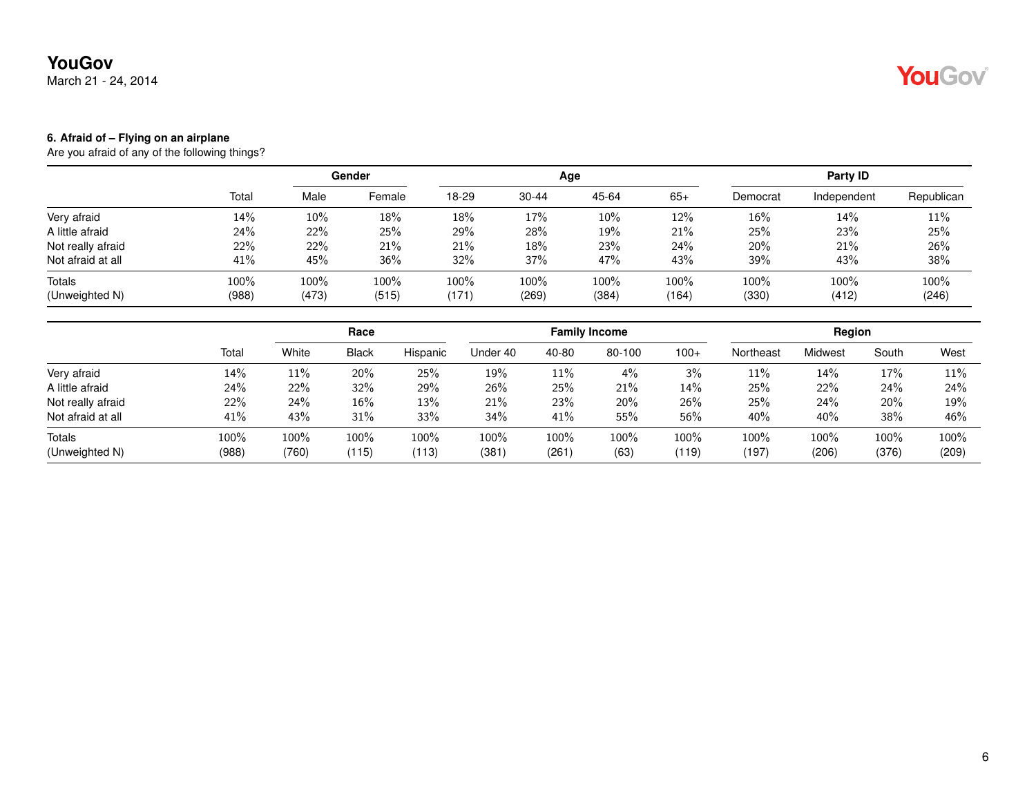**6. Afraid of – Flying on an airplane**

Are you afraid of any of the following things?

| | Total | Gender | | Age | | | | Party ID | | |
|---|---|---|---|---|---|---|---|---|---|---|
| | | Male | Female | 18-29 | 30-44 | 45-64 | 65+ | Democrat | Independent | Republican |
| Very afraid | 14% | 10% | 18% | 18% | 17% | 10% | 12% | 16% | 14% | 11% |
| A little afraid | 24% | 22% | 25% | 29% | 28% | 19% | 21% | 25% | 23% | 25% |
| Not really afraid | 22% | 22% | 21% | 21% | 18% | 23% | 24% | 20% | 21% | 26% |
| Not afraid at all | 41% | 45% | 36% | 32% | 37% | 47% | 43% | 39% | 43% | 38% |
| Totals | 100% | 100% | 100% | 100% | 100% | 100% | 100% | 100% | 100% | 100% |
| (Unweighted N) | (988) | (473) | (515) | (171) | (269) | (384) | (164) | (330) | (412) | (246) |

| | Total | Race | | | Family Income | | | | Region | | | |
|---|---|---|---|---|---|---|---|---|---|---|---|---|
| | | White | Black | Hispanic | Under 40 | 40-80 | 80-100 | 100+ | Northeast | Midwest | South | West |
| Very afraid | 14% | 11% | 20% | 25% | 19% | 11% | 4% | 3% | 11% | 14% | 17% | 11% |
| A little afraid | 24% | 22% | 32% | 29% | 26% | 25% | 21% | 14% | 25% | 22% | 24% | 24% |
| Not really afraid | 22% | 24% | 16% | 13% | 21% | 23% | 20% | 26% | 25% | 24% | 20% | 19% |
| Not afraid at all | 41% | 43% | 31% | 33% | 34% | 41% | 55% | 56% | 40% | 40% | 38% | 46% |
| Totals | 100% | 100% | 100% | 100% | 100% | 100% | 100% | 100% | 100% | 100% | 100% | 100% |
| (Unweighted N) | (988) | (760) | (115) | (113) | (381) | (261) | (63) | (119) | (197) | (206) | (376) | (209) |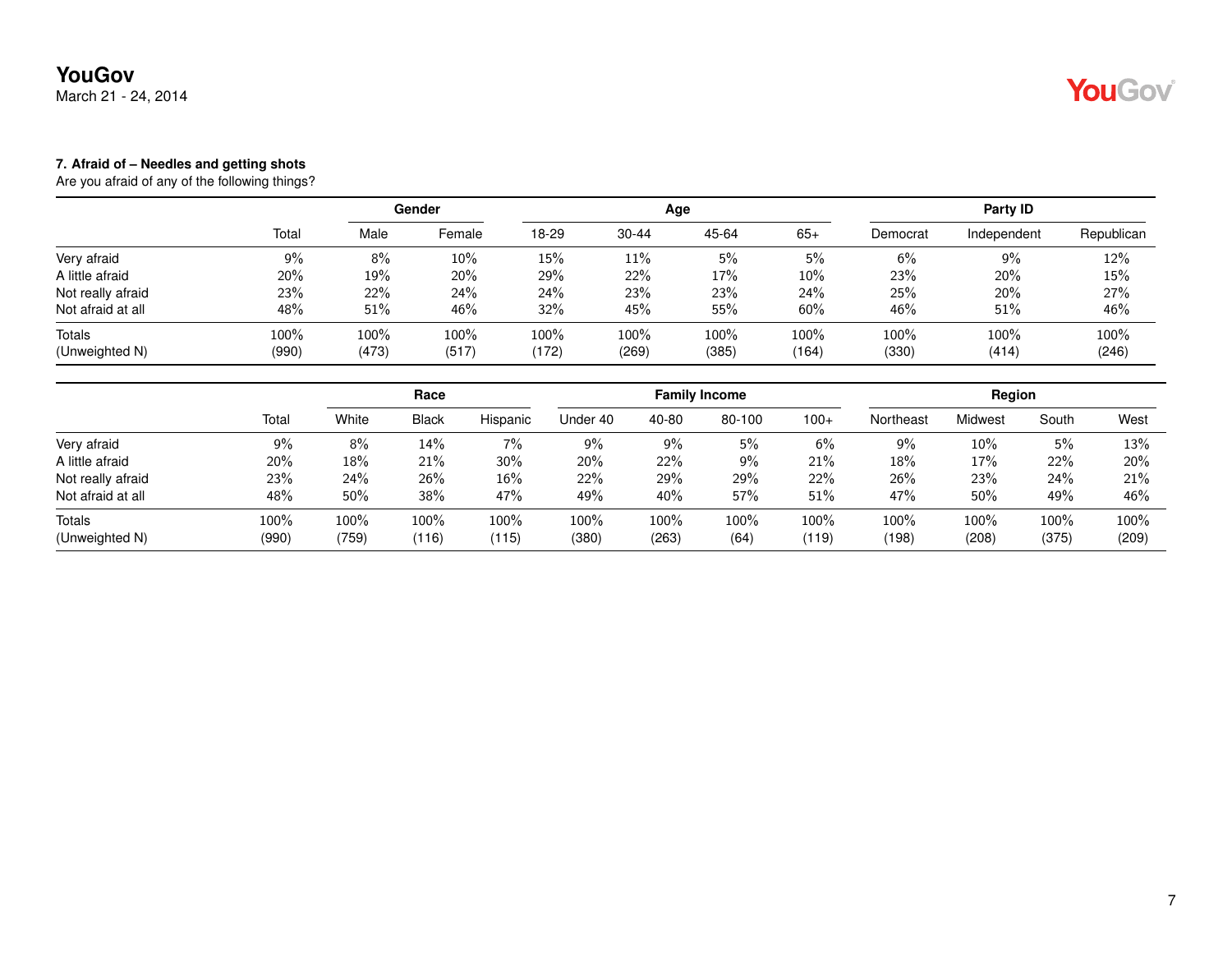YouGov
March 21 - 24, 2014

**7. Afraid of – Needles and getting shots**

Are you afraid of any of the following things?

| | | Gender | | Age | | | | Party ID | | |
|---|---|---|---|---|---|---|---|---|---|---|
| | Total | Male | Female | 18-29 | 30-44 | 45-64 | 65+ | Democrat | Independent | Republican |
| Very afraid | 9% | 8% | 10% | 15% | 11% | 5% | 5% | 6% | 9% | 12% |
| A little afraid | 20% | 19% | 20% | 29% | 22% | 17% | 10% | 23% | 20% | 15% |
| Not really afraid | 23% | 22% | 24% | 24% | 23% | 23% | 24% | 25% | 20% | 27% |
| Not afraid at all | 48% | 51% | 46% | 32% | 45% | 55% | 60% | 46% | 51% | 46% |
| Totals | 100% | 100% | 100% | 100% | 100% | 100% | 100% | 100% | 100% | 100% |
| (Unweighted N) | (990) | (473) | (517) | (172) | (269) | (385) | (164) | (330) | (414) | (246) |

| | | Race | | | Family Income | | | | Region | | | |
|---|---|---|---|---|---|---|---|---|---|---|---|---|
| | Total | White | Black | Hispanic | Under 40 | 40-80 | 80-100 | 100+ | Northeast | Midwest | South | West |
| Very afraid | 9% | 8% | 14% | 7% | 9% | 9% | 5% | 6% | 9% | 10% | 5% | 13% |
| A little afraid | 20% | 18% | 21% | 30% | 20% | 22% | 9% | 21% | 18% | 17% | 22% | 20% |
| Not really afraid | 23% | 24% | 26% | 16% | 22% | 29% | 29% | 22% | 26% | 23% | 24% | 21% |
| Not afraid at all | 48% | 50% | 38% | 47% | 49% | 40% | 57% | 51% | 47% | 50% | 49% | 46% |
| Totals | 100% | 100% | 100% | 100% | 100% | 100% | 100% | 100% | 100% | 100% | 100% | 100% |
| (Unweighted N) | (990) | (759) | (116) | (115) | (380) | (263) | (64) | (119) | (198) | (208) | (375) | (209) |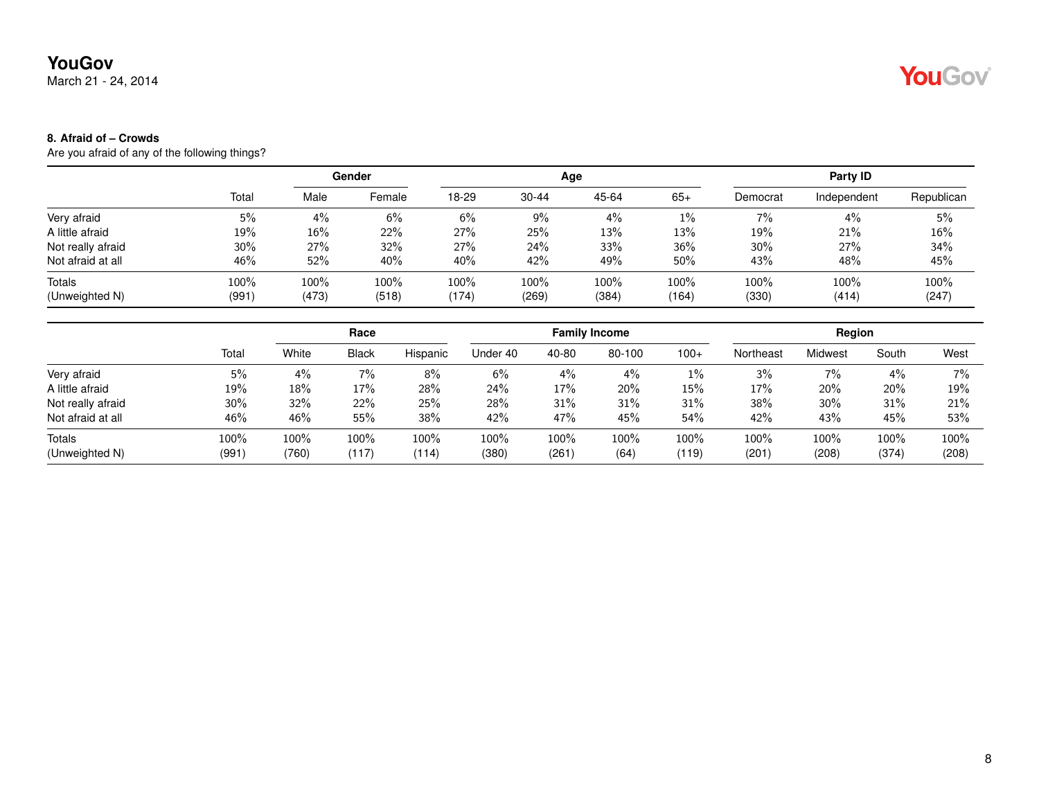**8. Afraid of – Crowds**

Are you afraid of any of the following things?

| | | Gender | | Age | | | | Party ID | | |
|---|---|---|---|---|---|---|---|---|---|---|
| | Total | Male | Female | 18-29 | 30-44 | 45-64 | 65+ | Democrat | Independent | Republican |
| Very afraid | 5% | 4% | 6% | 6% | 9% | 4% | 1% | 7% | 4% | 5% |
| A little afraid | 19% | 16% | 22% | 27% | 25% | 13% | 13% | 19% | 21% | 16% |
| Not really afraid | 30% | 27% | 32% | 27% | 24% | 33% | 36% | 30% | 27% | 34% |
| Not afraid at all | 46% | 52% | 40% | 40% | 42% | 49% | 50% | 43% | 48% | 45% |
| Totals | 100% | 100% | 100% | 100% | 100% | 100% | 100% | 100% | 100% | 100% |
| (Unweighted N) | (991) | (473) | (518) | (174) | (269) | (384) | (164) | (330) | (414) | (247) |

| | | Race | | | Family Income | | | | Region | | | |
|---|---|---|---|---|---|---|---|---|---|---|---|---|
| | Total | White | Black | Hispanic | Under 40 | 40-80 | 80-100 | 100+ | Northeast | Midwest | South | West |
| Very afraid | 5% | 4% | 7% | 8% | 6% | 4% | 4% | 1% | 3% | 7% | 4% | 7% |
| A little afraid | 19% | 18% | 17% | 28% | 24% | 17% | 20% | 15% | 17% | 20% | 20% | 19% |
| Not really afraid | 30% | 32% | 22% | 25% | 28% | 31% | 31% | 31% | 38% | 30% | 31% | 21% |
| Not afraid at all | 46% | 46% | 55% | 38% | 42% | 47% | 45% | 54% | 42% | 43% | 45% | 53% |
| Totals | 100% | 100% | 100% | 100% | 100% | 100% | 100% | 100% | 100% | 100% | 100% | 100% |
| (Unweighted N) | (991) | (760) | (117) | (114) | (380) | (261) | (64) | (119) | (201) | (208) | (374) | (208) |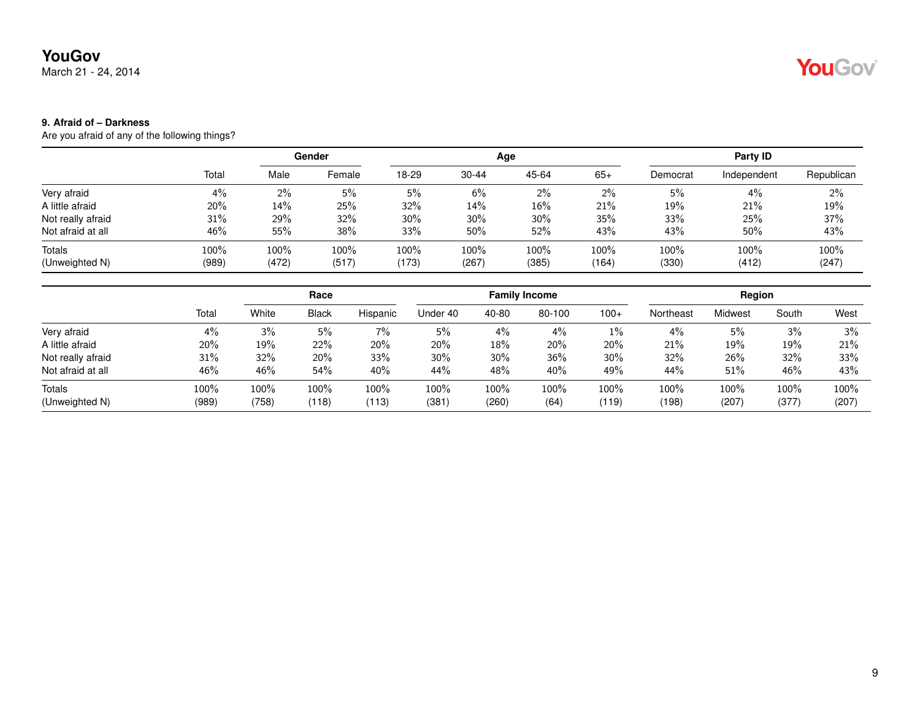**9. Afraid of – Darkness**

Are you afraid of any of the following things?

| | | Gender | | Age | | | | Party ID | | |
|---|---|---|---|---|---|---|---|---|---|---|
| | Total | Male | Female | 18-29 | 30-44 | 45-64 | 65+ | Democrat | Independent | Republican |
| Very afraid | 4% | 2% | 5% | 5% | 6% | 2% | 2% | 5% | 4% | 2% |
| A little afraid | 20% | 14% | 25% | 32% | 14% | 16% | 21% | 19% | 21% | 19% |
| Not really afraid | 31% | 29% | 32% | 30% | 30% | 30% | 35% | 33% | 25% | 37% |
| Not afraid at all | 46% | 55% | 38% | 33% | 50% | 52% | 43% | 43% | 50% | 43% |
| Totals | 100% | 100% | 100% | 100% | 100% | 100% | 100% | 100% | 100% | 100% |
| (Unweighted N) | (989) | (472) | (517) | (173) | (267) | (385) | (164) | (330) | (412) | (247) |

| | | Race | | | Family Income | | | | Region | | | |
|---|---|---|---|---|---|---|---|---|---|---|---|---|
| | Total | White | Black | Hispanic | Under 40 | 40-80 | 80-100 | 100+ | Northeast | Midwest | South | West |
| Very afraid | 4% | 3% | 5% | 7% | 5% | 4% | 4% | 1% | 4% | 5% | 3% | 3% |
| A little afraid | 20% | 19% | 22% | 20% | 20% | 18% | 20% | 20% | 21% | 19% | 19% | 21% |
| Not really afraid | 31% | 32% | 20% | 33% | 30% | 30% | 36% | 30% | 32% | 26% | 32% | 33% |
| Not afraid at all | 46% | 46% | 54% | 40% | 44% | 48% | 40% | 49% | 44% | 51% | 46% | 43% |
| Totals | 100% | 100% | 100% | 100% | 100% | 100% | 100% | 100% | 100% | 100% | 100% | 100% |
| (Unweighted N) | (989) | (758) | (118) | (113) | (381) | (260) | (64) | (119) | (198) | (207) | (377) | (207) |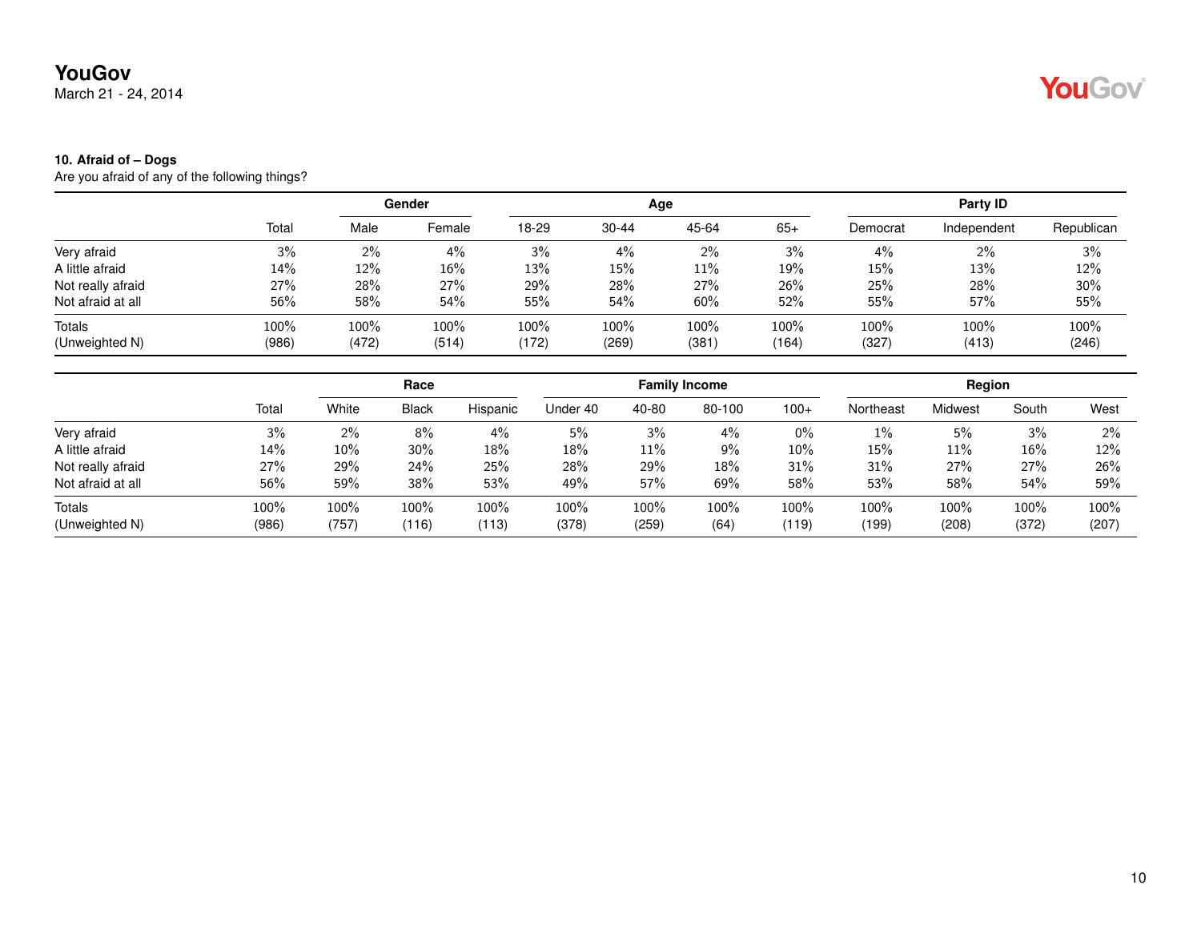**YouGov**
March 21 - 24, 2014

**10. Afraid of – Dogs**
Are you afraid of any of the following things?

| | Total | Gender | | Age | | | | Party ID | | |
|---|---|---|---|---|---|---|---|---|---|---|
| | | Male | Female | 18-29 | 30-44 | 45-64 | 65+ | Democrat | Independent | Republican |
| Very afraid | 3% | 2% | 4% | 3% | 4% | 2% | 3% | 4% | 2% | 3% |
| A little afraid | 14% | 12% | 16% | 13% | 15% | 11% | 19% | 15% | 13% | 12% |
| Not really afraid | 27% | 28% | 27% | 29% | 28% | 27% | 26% | 25% | 28% | 30% |
| Not afraid at all | 56% | 58% | 54% | 55% | 54% | 60% | 52% | 55% | 57% | 55% |
| Totals | 100% | 100% | 100% | 100% | 100% | 100% | 100% | 100% | 100% | 100% |
| (Unweighted N) | (986) | (472) | (514) | (172) | (269) | (381) | (164) | (327) | (413) | (246) |

| | Total | Race | | | Family Income | | | | Region | | | |
|---|---|---|---|---|---|---|---|---|---|---|---|---|
| | | White | Black | Hispanic | Under 40 | 40-80 | 80-100 | 100+ | Northeast | Midwest | South | West |
| Very afraid | 3% | 2% | 8% | 4% | 5% | 3% | 4% | 0% | 1% | 5% | 3% | 2% |
| A little afraid | 14% | 10% | 30% | 18% | 18% | 11% | 9% | 10% | 15% | 11% | 16% | 12% |
| Not really afraid | 27% | 29% | 24% | 25% | 28% | 29% | 18% | 31% | 31% | 27% | 27% | 26% |
| Not afraid at all | 56% | 59% | 38% | 53% | 49% | 57% | 69% | 58% | 53% | 58% | 54% | 59% |
| Totals | 100% | 100% | 100% | 100% | 100% | 100% | 100% | 100% | 100% | 100% | 100% | 100% |
| (Unweighted N) | (986) | (757) | (116) | (113) | (378) | (259) | (64) | (119) | (199) | (208) | (372) | (207) |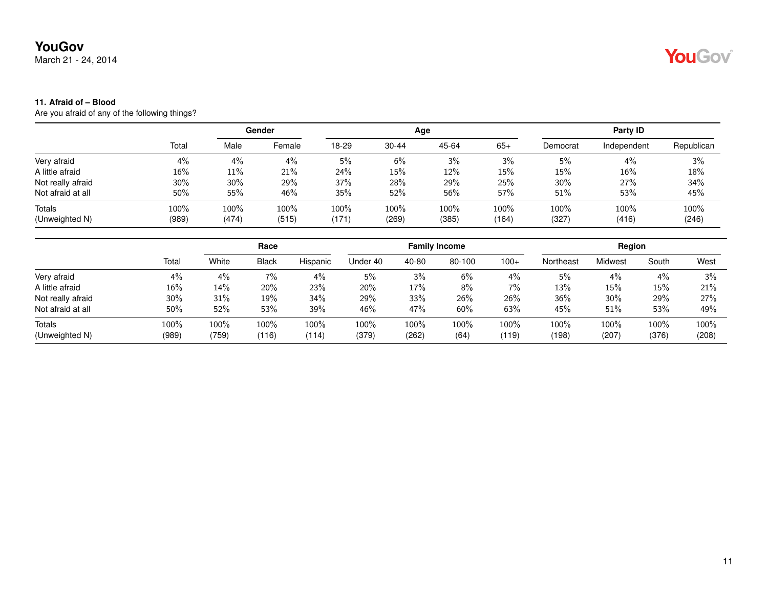**11. Afraid of – Blood**

Are you afraid of any of the following things?

| | Total | Gender | | Age | | | | Party ID | | |
|---|---|---|---|---|---|---|---|---|---|---|
| | | Male | Female | 18-29 | 30-44 | 45-64 | 65+ | Democrat | Independent | Republican |
| Very afraid | 4% | 4% | 4% | 5% | 6% | 3% | 3% | 5% | 4% | 3% |
| A little afraid | 16% | 11% | 21% | 24% | 15% | 12% | 15% | 15% | 16% | 18% |
| Not really afraid | 30% | 30% | 29% | 37% | 28% | 29% | 25% | 30% | 27% | 34% |
| Not afraid at all | 50% | 55% | 46% | 35% | 52% | 56% | 57% | 51% | 53% | 45% |
| Totals | 100% | 100% | 100% | 100% | 100% | 100% | 100% | 100% | 100% | 100% |
| (Unweighted N) | (989) | (474) | (515) | (171) | (269) | (385) | (164) | (327) | (416) | (246) |

| | Total | Race | | | Family Income | | | | Region | | | |
|---|---|---|---|---|---|---|---|---|---|---|---|---|
| | | White | Black | Hispanic | Under 40 | 40-80 | 80-100 | 100+ | Northeast | Midwest | South | West |
| Very afraid | 4% | 4% | 7% | 4% | 5% | 3% | 6% | 4% | 5% | 4% | 4% | 3% |
| A little afraid | 16% | 14% | 20% | 23% | 20% | 17% | 8% | 7% | 13% | 15% | 15% | 21% |
| Not really afraid | 30% | 31% | 19% | 34% | 29% | 33% | 26% | 26% | 36% | 30% | 29% | 27% |
| Not afraid at all | 50% | 52% | 53% | 39% | 46% | 47% | 60% | 63% | 45% | 51% | 53% | 49% |
| Totals | 100% | 100% | 100% | 100% | 100% | 100% | 100% | 100% | 100% | 100% | 100% | 100% |
| (Unweighted N) | (989) | (759) | (116) | (114) | (379) | (262) | (64) | (119) | (198) | (207) | (376) | (208) |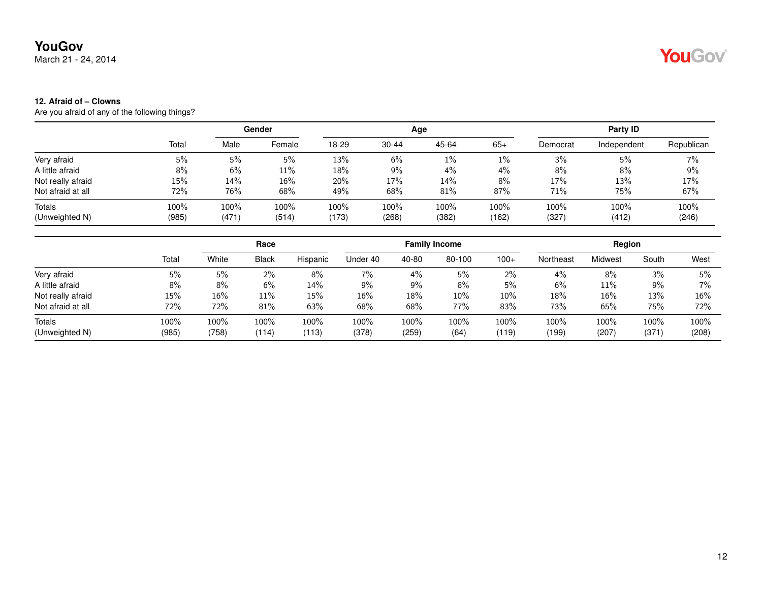**12. Afraid of – Clowns**

Are you afraid of any of the following things?

| | Total | Gender | | Age | | | | Party ID | | |
|---|---|---|---|---|---|---|---|---|---|---|
| | | Male | Female | 18-29 | 30-44 | 45-64 | 65+ | Democrat | Independent | Republican |
| Very afraid | 5% | 5% | 5% | 13% | 6% | 1% | 1% | 3% | 5% | 7% |
| A little afraid | 8% | 6% | 11% | 18% | 9% | 4% | 4% | 8% | 8% | 9% |
| Not really afraid | 15% | 14% | 16% | 20% | 17% | 14% | 8% | 17% | 13% | 17% |
| Not afraid at all | 72% | 76% | 68% | 49% | 68% | 81% | 87% | 71% | 75% | 67% |
| Totals | 100% | 100% | 100% | 100% | 100% | 100% | 100% | 100% | 100% | 100% |
| (Unweighted N) | (985) | (471) | (514) | (173) | (268) | (382) | (162) | (327) | (412) | (246) |

| | Total | Race | | | Family Income | | | | Region | | | |
|---|---|---|---|---|---|---|---|---|---|---|---|---|
| | | White | Black | Hispanic | Under 40 | 40-80 | 80-100 | 100+ | Northeast | Midwest | South | West |
| Very afraid | 5% | 5% | 2% | 8% | 7% | 4% | 5% | 2% | 4% | 8% | 3% | 5% |
| A little afraid | 8% | 8% | 6% | 14% | 9% | 9% | 8% | 5% | 6% | 11% | 9% | 7% |
| Not really afraid | 15% | 16% | 11% | 15% | 16% | 18% | 10% | 10% | 18% | 16% | 13% | 16% |
| Not afraid at all | 72% | 72% | 81% | 63% | 68% | 68% | 77% | 83% | 73% | 65% | 75% | 72% |
| Totals | 100% | 100% | 100% | 100% | 100% | 100% | 100% | 100% | 100% | 100% | 100% | 100% |
| (Unweighted N) | (985) | (758) | (114) | (113) | (378) | (259) | (64) | (119) | (199) | (207) | (371) | (208) |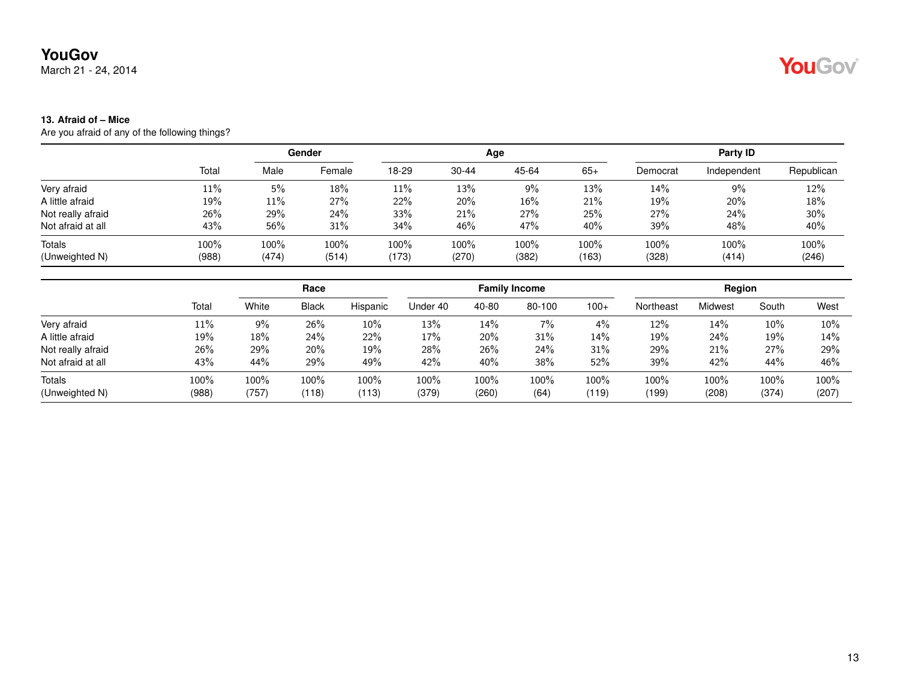**13. Afraid of – Mice**

Are you afraid of any of the following things?

| | Total | Gender | | Age | | | | Party ID | | |
|---|---|---|---|---|---|---|---|---|---|---|
| | | Male | Female | 18-29 | 30-44 | 45-64 | 65+ | Democrat | Independent | Republican |
| Very afraid | 11% | 5% | 18% | 11% | 13% | 9% | 13% | 14% | 9% | 12% |
| A little afraid | 19% | 11% | 27% | 22% | 20% | 16% | 21% | 19% | 20% | 18% |
| Not really afraid | 26% | 29% | 24% | 33% | 21% | 27% | 25% | 27% | 24% | 30% |
| Not afraid at all | 43% | 56% | 31% | 34% | 46% | 47% | 40% | 39% | 48% | 40% |
| Totals | 100% | 100% | 100% | 100% | 100% | 100% | 100% | 100% | 100% | 100% |
| (Unweighted N) | (988) | (474) | (514) | (173) | (270) | (382) | (163) | (328) | (414) | (246) |

| | Total | Race | | | Family Income | | | | Region | | | |
|---|---|---|---|---|---|---|---|---|---|---|---|---|
| | | White | Black | Hispanic | Under 40 | 40-80 | 80-100 | 100+ | Northeast | Midwest | South | West |
| Very afraid | 11% | 9% | 26% | 10% | 13% | 14% | 7% | 4% | 12% | 14% | 10% | 10% |
| A little afraid | 19% | 18% | 24% | 22% | 17% | 20% | 31% | 14% | 19% | 24% | 19% | 14% |
| Not really afraid | 26% | 29% | 20% | 19% | 28% | 26% | 24% | 31% | 29% | 21% | 27% | 29% |
| Not afraid at all | 43% | 44% | 29% | 49% | 42% | 40% | 38% | 52% | 39% | 42% | 44% | 46% |
| Totals | 100% | 100% | 100% | 100% | 100% | 100% | 100% | 100% | 100% | 100% | 100% | 100% |
| (Unweighted N) | (988) | (757) | (118) | (113) | (379) | (260) | (64) | (119) | (199) | (208) | (374) | (207) |